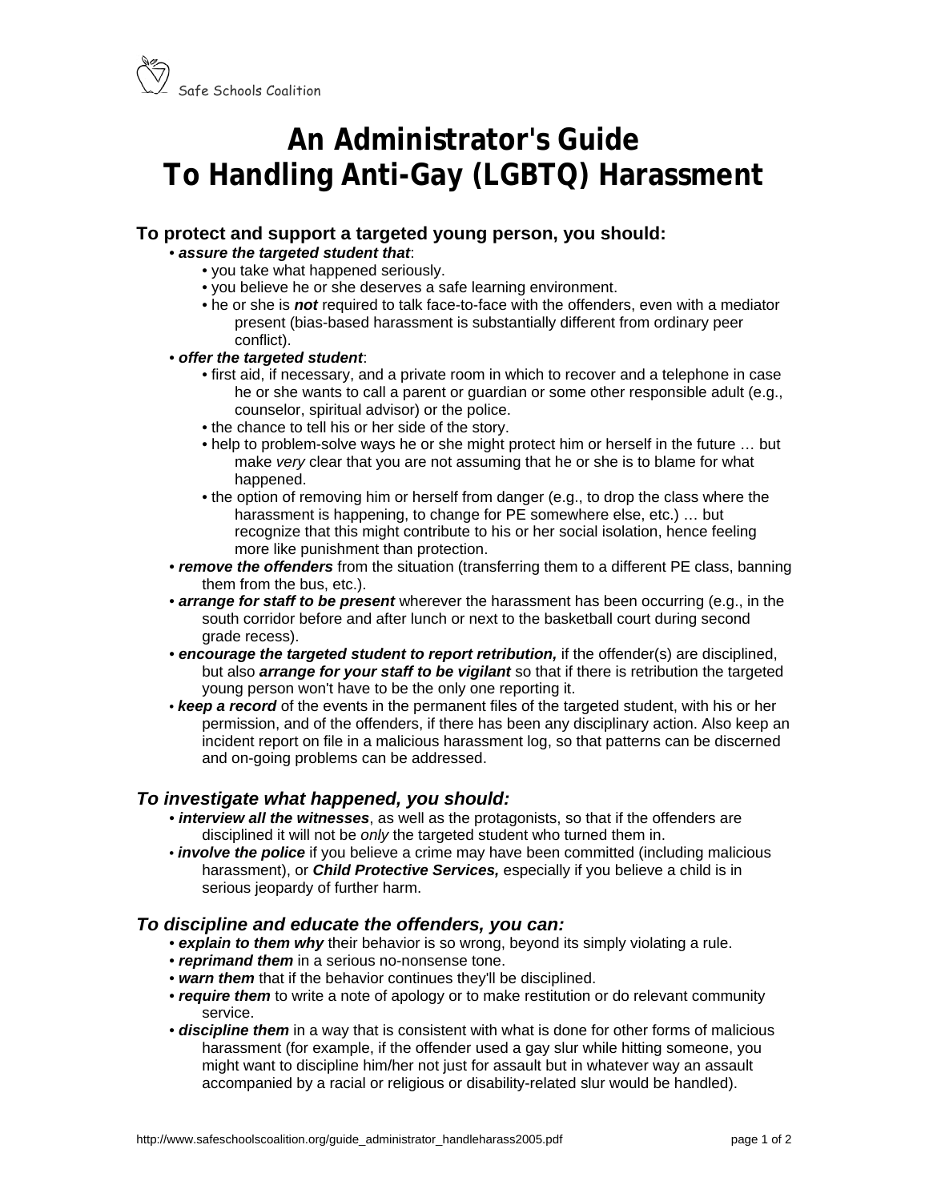Safe Schools Coalition

# An Administrator's Guide To Handling Anti-Gay (LGBTQ) Harassment

### To protect and support a targeted young person, you should:

- ***assure the targeted student that***:
  - you take what happened seriously.
  - you believe he or she deserves a safe learning environment.
  - he or she is ***not*** required to talk face-to-face with the offenders, even with a mediator present (bias-based harassment is substantially different from ordinary peer conflict).
- ***offer the targeted student***:
  - first aid, if necessary, and a private room in which to recover and a telephone in case he or she wants to call a parent or guardian or some other responsible adult (e.g., counselor, spiritual advisor) or the police.
  - the chance to tell his or her side of the story.
  - help to problem-solve ways he or she might protect him or herself in the future … but make *very* clear that you are not assuming that he or she is to blame for what happened.
  - the option of removing him or herself from danger (e.g., to drop the class where the harassment is happening, to change for PE somewhere else, etc.) … but recognize that this might contribute to his or her social isolation, hence feeling more like punishment than protection.
- ***remove the offenders*** from the situation (transferring them to a different PE class, banning them from the bus, etc.).
- ***arrange for staff to be present*** wherever the harassment has been occurring (e.g., in the south corridor before and after lunch or next to the basketball court during second grade recess).
- ***encourage the targeted student to report retribution,*** if the offender(s) are disciplined, but also ***arrange for your staff to be vigilant*** so that if there is retribution the targeted young person won't have to be the only one reporting it.
- ***keep a record*** of the events in the permanent files of the targeted student, with his or her permission, and of the offenders, if there has been any disciplinary action. Also keep an incident report on file in a malicious harassment log, so that patterns can be discerned and on-going problems can be addressed.

### *To investigate what happened, you should:*

- ***interview all the witnesses***, as well as the protagonists, so that if the offenders are disciplined it will not be *only* the targeted student who turned them in.
- ***involve the police*** if you believe a crime may have been committed (including malicious harassment), or ***Child Protective Services,*** especially if you believe a child is in serious jeopardy of further harm.

### *To discipline and educate the offenders, you can:*

- ***explain to them why*** their behavior is so wrong, beyond its simply violating a rule.
- ***reprimand them*** in a serious no-nonsense tone.
- ***warn them*** that if the behavior continues they'll be disciplined.
- ***require them*** to write a note of apology or to make restitution or do relevant community service.
- ***discipline them*** in a way that is consistent with what is done for other forms of malicious harassment (for example, if the offender used a gay slur while hitting someone, you might want to discipline him/her not just for assault but in whatever way an assault accompanied by a racial or religious or disability-related slur would be handled).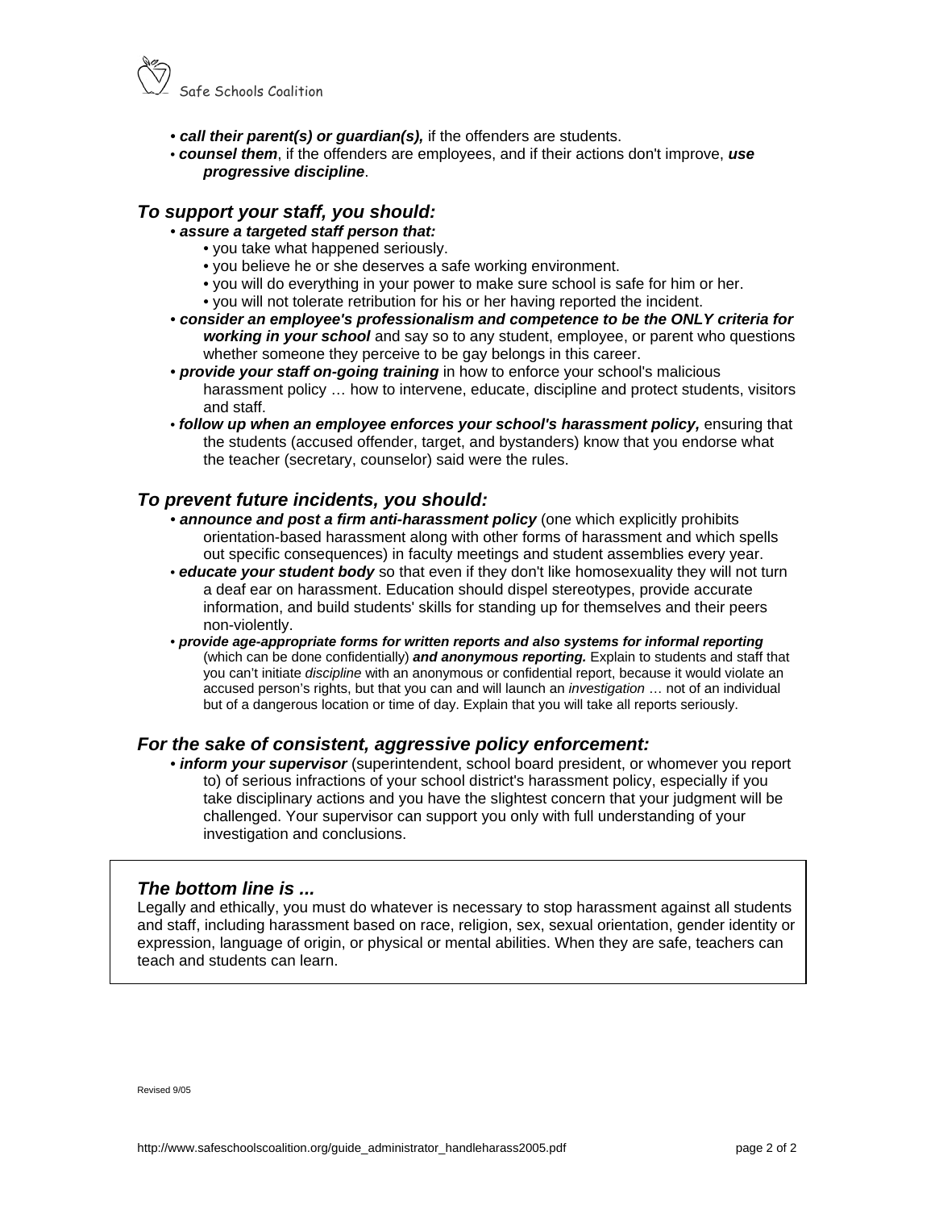- ***call their parent(s) or guardian(s),*** if the offenders are students.
- ***counsel them***, if the offenders are employees, and if their actions don't improve, ***use progressive discipline***.

### *To support your staff, you should:*

- ***assure a targeted staff person that:***
  - you take what happened seriously.
  - you believe he or she deserves a safe working environment.
  - you will do everything in your power to make sure school is safe for him or her.
  - you will not tolerate retribution for his or her having reported the incident.
- ***consider an employee's professionalism and competence to be the ONLY criteria for working in your school*** and say so to any student, employee, or parent who questions whether someone they perceive to be gay belongs in this career.
- ***provide your staff on-going training*** in how to enforce your school's malicious harassment policy … how to intervene, educate, discipline and protect students, visitors and staff.
- ***follow up when an employee enforces your school's harassment policy,*** ensuring that the students (accused offender, target, and bystanders) know that you endorse what the teacher (secretary, counselor) said were the rules.

### *To prevent future incidents, you should:*

- ***announce and post a firm anti-harassment policy*** (one which explicitly prohibits orientation-based harassment along with other forms of harassment and which spells out specific consequences) in faculty meetings and student assemblies every year.
- ***educate your student body*** so that even if they don't like homosexuality they will not turn a deaf ear on harassment. Education should dispel stereotypes, provide accurate information, and build students' skills for standing up for themselves and their peers non-violently.
- ***provide age-appropriate forms for written reports and also systems for informal reporting*** (which can be done confidentially) ***and anonymous reporting.*** Explain to students and staff that you can't initiate *discipline* with an anonymous or confidential report, because it would violate an accused person's rights, but that you can and will launch an *investigation* … not of an individual but of a dangerous location or time of day. Explain that you will take all reports seriously.

### *For the sake of consistent, aggressive policy enforcement:*

- ***inform your supervisor*** (superintendent, school board president, or whomever you report to) of serious infractions of your school district's harassment policy, especially if you take disciplinary actions and you have the slightest concern that your judgment will be challenged. Your supervisor can support you only with full understanding of your investigation and conclusions.

### *The bottom line is ...*

Legally and ethically, you must do whatever is necessary to stop harassment against all students and staff, including harassment based on race, religion, sex, sexual orientation, gender identity or expression, language of origin, or physical or mental abilities. When they are safe, teachers can teach and students can learn.

Revised 9/05